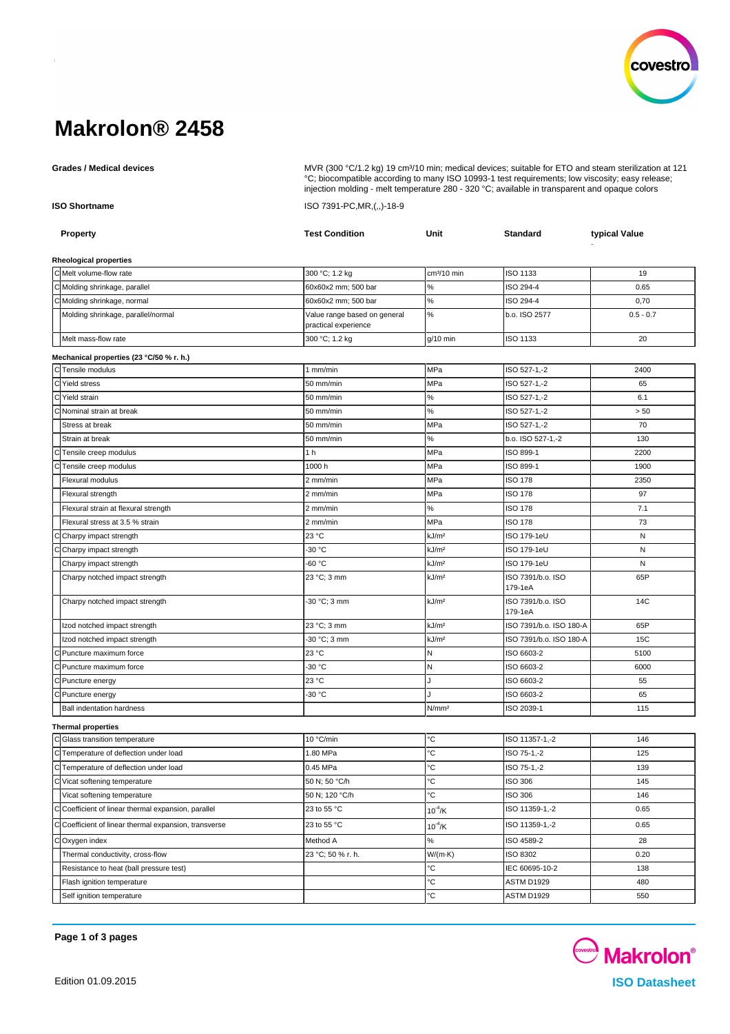# Makrolon® 2458

**Grades / Medical devices**

MVR (300 °C/1.2 kg) 19 cm³/10 min; medical devices; suitable for ETO and steam sterilization at 121 °C; biocompatible according to many ISO 10993-1 test requirements; low viscosity; easy release; injection molding - melt temperature 280 - 320 °C; available in transparent and opaque colors

**ISO Shortname**

ISO 7391-PC,MR,(,,)-18-9

| | Property | Test Condition | Unit | Standard | typical Value |
|---|---|---|---|---|---|
| | **Rheological properties** | | | | |
| C | Melt volume-flow rate | 300 °C; 1.2 kg | cm³/10 min | ISO 1133 | 19 |
| C | Molding shrinkage, parallel | 60x60x2 mm; 500 bar | % | ISO 294-4 | 0.65 |
| C | Molding shrinkage, normal | 60x60x2 mm; 500 bar | % | ISO 294-4 | 0,70 |
| | Molding shrinkage, parallel/normal | Value range based on general practical experience | % | b.o. ISO 2577 | 0.5 - 0.7 |
| | Melt mass-flow rate | 300 °C; 1.2 kg | g/10 min | ISO 1133 | 20 |
| | **Mechanical properties (23 °C/50 % r. h.)** | | | | |
| C | Tensile modulus | 1 mm/min | MPa | ISO 527-1,-2 | 2400 |
| C | Yield stress | 50 mm/min | MPa | ISO 527-1,-2 | 65 |
| C | Yield strain | 50 mm/min | % | ISO 527-1,-2 | 6.1 |
| C | Nominal strain at break | 50 mm/min | % | ISO 527-1,-2 | > 50 |
| | Stress at break | 50 mm/min | MPa | ISO 527-1,-2 | 70 |
| | Strain at break | 50 mm/min | % | b.o. ISO 527-1,-2 | 130 |
| C | Tensile creep modulus | 1 h | MPa | ISO 899-1 | 2200 |
| C | Tensile creep modulus | 1000 h | MPa | ISO 899-1 | 1900 |
| | Flexural modulus | 2 mm/min | MPa | ISO 178 | 2350 |
| | Flexural strength | 2 mm/min | MPa | ISO 178 | 97 |
| | Flexural strain at flexural strength | 2 mm/min | % | ISO 178 | 7.1 |
| | Flexural stress at 3.5 % strain | 2 mm/min | MPa | ISO 178 | 73 |
| C | Charpy impact strength | 23 °C | kJ/m² | ISO 179-1eU | N |
| C | Charpy impact strength | -30 °C | kJ/m² | ISO 179-1eU | N |
| | Charpy impact strength | -60 °C | kJ/m² | ISO 179-1eU | N |
| | Charpy notched impact strength | 23 °C; 3 mm | kJ/m² | ISO 7391/b.o. ISO 179-1eA | 65P |
| | Charpy notched impact strength | -30 °C; 3 mm | kJ/m² | ISO 7391/b.o. ISO 179-1eA | 14C |
| | Izod notched impact strength | 23 °C; 3 mm | kJ/m² | ISO 7391/b.o. ISO 180-A | 65P |
| | Izod notched impact strength | -30 °C; 3 mm | kJ/m² | ISO 7391/b.o. ISO 180-A | 15C |
| C | Puncture maximum force | 23 °C | N | ISO 6603-2 | 5100 |
| C | Puncture maximum force | -30 °C | N | ISO 6603-2 | 6000 |
| C | Puncture energy | 23 °C | J | ISO 6603-2 | 55 |
| C | Puncture energy | -30 °C | J | ISO 6603-2 | 65 |
| | Ball indentation hardness | | N/mm² | ISO 2039-1 | 115 |
| | **Thermal properties** | | | | |
| C | Glass transition temperature | 10 °C/min | °C | ISO 11357-1,-2 | 146 |
| C | Temperature of deflection under load | 1.80 MPa | °C | ISO 75-1,-2 | 125 |
| C | Temperature of deflection under load | 0.45 MPa | °C | ISO 75-1,-2 | 139 |
| C | Vicat softening temperature | 50 N; 50 °C/h | °C | ISO 306 | 145 |
| | Vicat softening temperature | 50 N; 120 °C/h | °C | ISO 306 | 146 |
| C | Coefficient of linear thermal expansion, parallel | 23 to 55 °C | $10^{-4}$/K | ISO 11359-1,-2 | 0.65 |
| C | Coefficient of linear thermal expansion, transverse | 23 to 55 °C | $10^{-4}$/K | ISO 11359-1,-2 | 0.65 |
| C | Oxygen index | Method A | % | ISO 4589-2 | 28 |
| | Thermal conductivity, cross-flow | 23 °C; 50 % r. h. | W/(m·K) | ISO 8302 | 0.20 |
| | Resistance to heat (ball pressure test) | | °C | IEC 60695-10-2 | 138 |
| | Flash ignition temperature | | °C | ASTM D1929 | 480 |
| | Self ignition temperature | | °C | ASTM D1929 | 550 |

Edition 01.09.2015

Makrolon® ISO Datasheet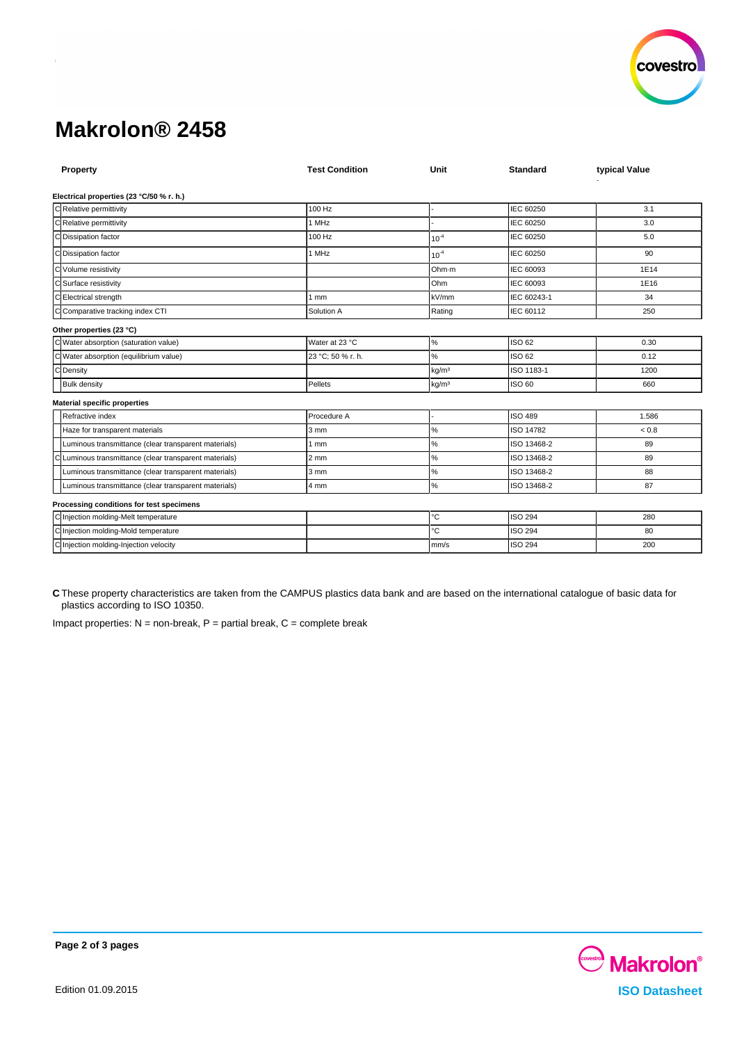# Makrolon® 2458

| | Property | Test Condition | Unit | Standard | typical Value |
|---|---|---|---|---|---|
| | **Electrical properties (23 °C/50 % r. h.)** | | | | |
| C | Relative permittivity | 100 Hz | - | IEC 60250 | 3.1 |
| C | Relative permittivity | 1 MHz | - | IEC 60250 | 3.0 |
| C | Dissipation factor | 100 Hz | $10^{-4}$ | IEC 60250 | 5.0 |
| C | Dissipation factor | 1 MHz | $10^{-4}$ | IEC 60250 | 90 |
| C | Volume resistivity | | Ohm·m | IEC 60093 | 1E14 |
| C | Surface resistivity | | Ohm | IEC 60093 | 1E16 |
| C | Electrical strength | 1 mm | kV/mm | IEC 60243-1 | 34 |
| C | Comparative tracking index CTI | Solution A | Rating | IEC 60112 | 250 |
| | **Other properties (23 °C)** | | | | |
| C | Water absorption (saturation value) | Water at 23 °C | % | ISO 62 | 0.30 |
| C | Water absorption (equilibrium value) | 23 °C; 50 % r. h. | % | ISO 62 | 0.12 |
| C | Density | | kg/m³ | ISO 1183-1 | 1200 |
| | Bulk density | Pellets | kg/m³ | ISO 60 | 660 |
| | **Material specific properties** | | | | |
| | Refractive index | Procedure A | - | ISO 489 | 1.586 |
| | Haze for transparent materials | 3 mm | % | ISO 14782 | < 0.8 |
| | Luminous transmittance (clear transparent materials) | 1 mm | % | ISO 13468-2 | 89 |
| C | Luminous transmittance (clear transparent materials) | 2 mm | % | ISO 13468-2 | 89 |
| | Luminous transmittance (clear transparent materials) | 3 mm | % | ISO 13468-2 | 88 |
| | Luminous transmittance (clear transparent materials) | 4 mm | % | ISO 13468-2 | 87 |
| | **Processing conditions for test specimens** | | | | |
| C | Injection molding-Melt temperature | | °C | ISO 294 | 280 |
| C | Injection molding-Mold temperature | | °C | ISO 294 | 80 |
| C | Injection molding-Injection velocity | | mm/s | ISO 294 | 200 |

**C** These property characteristics are taken from the CAMPUS plastics data bank and are based on the international catalogue of basic data for plastics according to ISO 10350.

Impact properties: N = non-break, P = partial break, C = complete break

Edition 01.09.2015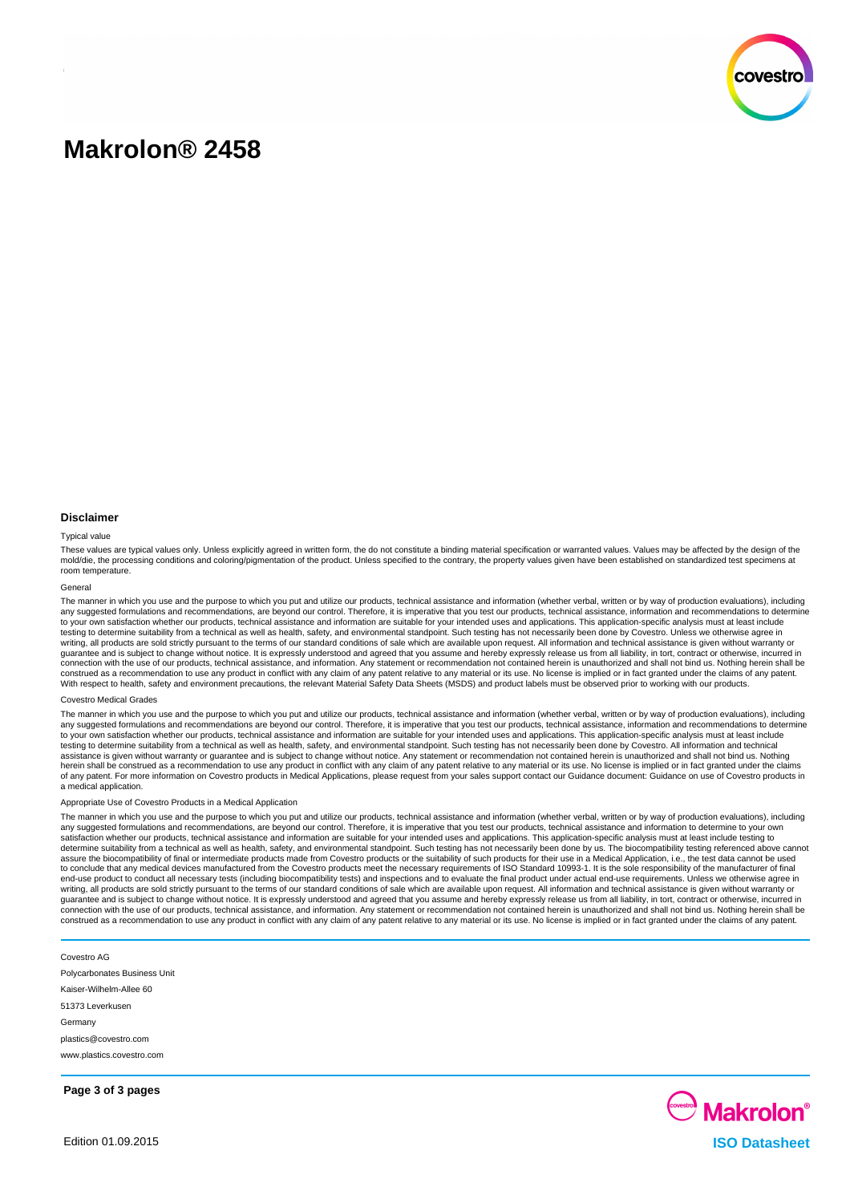# Makrolon® 2458

## Disclaimer

Typical value

These values are typical values only. Unless explicitly agreed in written form, the do not constitute a binding material specification or warranted values. Values may be affected by the design of the mold/die, the processing conditions and coloring/pigmentation of the product. Unless specified to the contrary, the property values given have been established on standardized test specimens at room temperature.

General

The manner in which you use and the purpose to which you put and utilize our products, technical assistance and information (whether verbal, written or by way of production evaluations), including any suggested formulations and recommendations, are beyond our control. Therefore, it is imperative that you test our products, technical assistance, information and recommendations to determine to your own satisfaction whether our products, technical assistance and information are suitable for your intended uses and applications. This application-specific analysis must at least include testing to determine suitability from a technical as well as health, safety, and environmental standpoint. Such testing has not necessarily been done by Covestro. Unless we otherwise agree in writing, all products are sold strictly pursuant to the terms of our standard conditions of sale which are available upon request. All information and technical assistance is given without warranty or guarantee and is subject to change without notice. It is expressly understood and agreed that you assume and hereby expressly release us from all liability, in tort, contract or otherwise, incurred in connection with the use of our products, technical assistance, and information. Any statement or recommendation not contained herein is unauthorized and shall not bind us. Nothing herein shall be construed as a recommendation to use any product in conflict with any claim of any patent relative to any material or its use. No license is implied or in fact granted under the claims of any patent. With respect to health, safety and environment precautions, the relevant Material Safety Data Sheets (MSDS) and product labels must be observed prior to working with our products.

Covestro Medical Grades

The manner in which you use and the purpose to which you put and utilize our products, technical assistance and information (whether verbal, written or by way of production evaluations), including any suggested formulations and recommendations are beyond our control. Therefore, it is imperative that you test our products, technical assistance, information and recommendations to determine to your own satisfaction whether our products, technical assistance and information are suitable for your intended uses and applications. This application-specific analysis must at least include testing to determine suitability from a technical as well as health, safety, and environmental standpoint. Such testing has not necessarily been done by Covestro. All information and technical assistance is given without warranty or guarantee and is subject to change without notice. Any statement or recommendation not contained herein is unauthorized and shall not bind us. Nothing herein shall be construed as a recommendation to use any product in conflict with any claim of any patent relative to any material or its use. No license is implied or in fact granted under the claims of any patent. For more information on Covestro products in Medical Applications, please request from your sales support contact our Guidance document: Guidance on use of Covestro products in a medical application.

Appropriate Use of Covestro Products in a Medical Application

The manner in which you use and the purpose to which you put and utilize our products, technical assistance and information (whether verbal, written or by way of production evaluations), including any suggested formulations and recommendations are beyond our control. Therefore, it is imperative that you test our products, technical assistance and information to determine to your own satisfaction whether our products, technical assistance and information are suitable for your intended uses and applications. This application-specific analysis must at least include testing to determine suitability from a technical as well as health, safety, and environmental standpoint. Such testing has not necessarily been done by us. The biocompatibility testing referenced above cannot assure the biocompatibility of final or intermediate products made from Covestro products or the suitability of such products for their use in a Medical Application, i.e., the test data cannot be used to conclude that any medical devices manufactured from the Covestro products meet the necessary requirements of ISO Standard 10993-1. It is the sole responsibility of the manufacturer of final end-use product to conduct all necessary tests (including biocompatibility tests) and inspections and to evaluate the final product under actual end-use requirements. Unless we otherwise agree in writing, all products are sold strictly pursuant to the terms of our standard conditions of sale which are available upon request. All information and technical assistance is given without warranty or guarantee and is subject to change without notice. It is expressly understood and agreed that you assume and hereby expressly release us from all liability, in tort, contract or otherwise, incurred in connection with the use of our products, technical assistance, and information. Any statement or recommendation not contained herein is unauthorized and shall not bind us. Nothing herein shall be construed as a recommendation to use any product in conflict with any claim of any patent relative to any material or its use. No license is implied or in fact granted under the claims of any patent.

Covestro AG

Polycarbonates Business Unit

Kaiser-Wilhelm-Allee 60

51373 Leverkusen

Germany

plastics@covestro.com

www.plastics.covestro.com

Edition 01.09.2015

Makrolon® ISO Datasheet